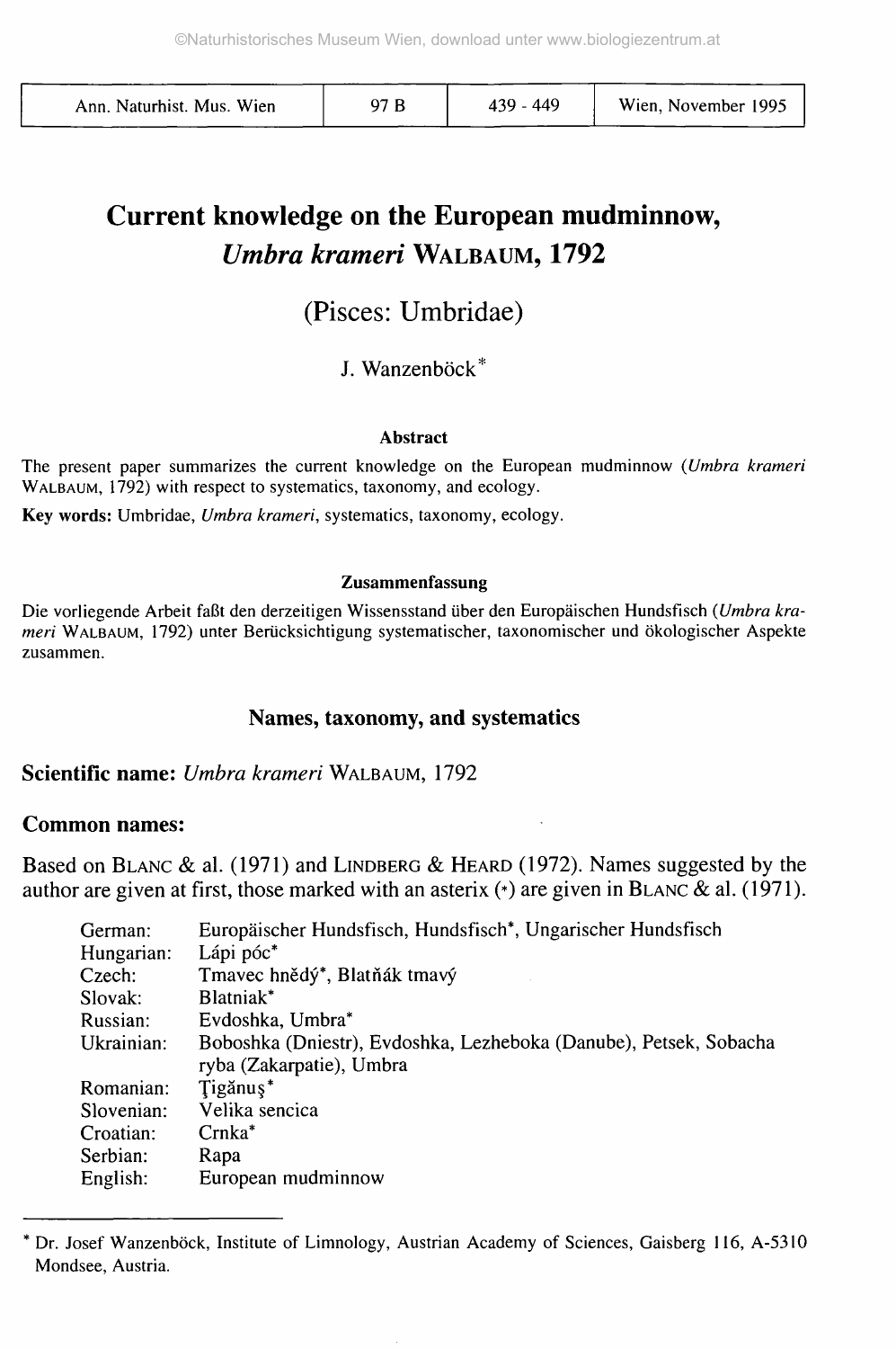# Current knowledge on the European mudminnow, *Umbra krameri* WALBAUM, 1792

## (Pisces: Umbridae)

J. Wanzenböck*

### Abstract

The present paper summarizes the current knowledge on the European mudminnow (*Umbra krameri* WALBAUM, 1792) with respect to systematics, taxonomy, and ecology.

**Key words:** Umbridae, *Umbra krameri*, systematics, taxonomy, ecology.

### Zusammenfassung

Die vorliegende Arbeit faßt den derzeitigen Wissensstand über den Europäischen Hundsfisch (*Umbra krameri* WALBAUM, 1792) unter Berücksichtigung systematischer, taxonomischer und ökologischer Aspekte zusammen.

## Names, taxonomy, and systematics

### Scientific name: *Umbra krameri* WALBAUM, 1792

### Common names:

Based on BLANC & al. (1971) and LINDBERG & HEARD (1972). Names suggested by the author are given at first, those marked with an asterix (*) are given in BLANC & al. (1971).

- German: Europäischer Hundsfisch, Hundsfisch*, Ungarischer Hundsfisch
- Hungarian: Lápi póc*
- Czech: Tmavec hnědý*, Blatňák tmavý
- Slovak: Blatniak*
- Russian: Evdoshka, Umbra*
- Ukrainian: Boboshka (Dniestr), Evdoshka, Lezheboka (Danube), Petsek, Sobacha ryba (Zakarpatie), Umbra
- Romanian: Ţigănuş*
- Slovenian: Velika sencica
- Croatian: Crnka*
- Serbian: Rapa
- English: European mudminnow

---

* Dr. Josef Wanzenböck, Institute of Limnology, Austrian Academy of Sciences, Gaisberg 116, A-5310 Mondsee, Austria.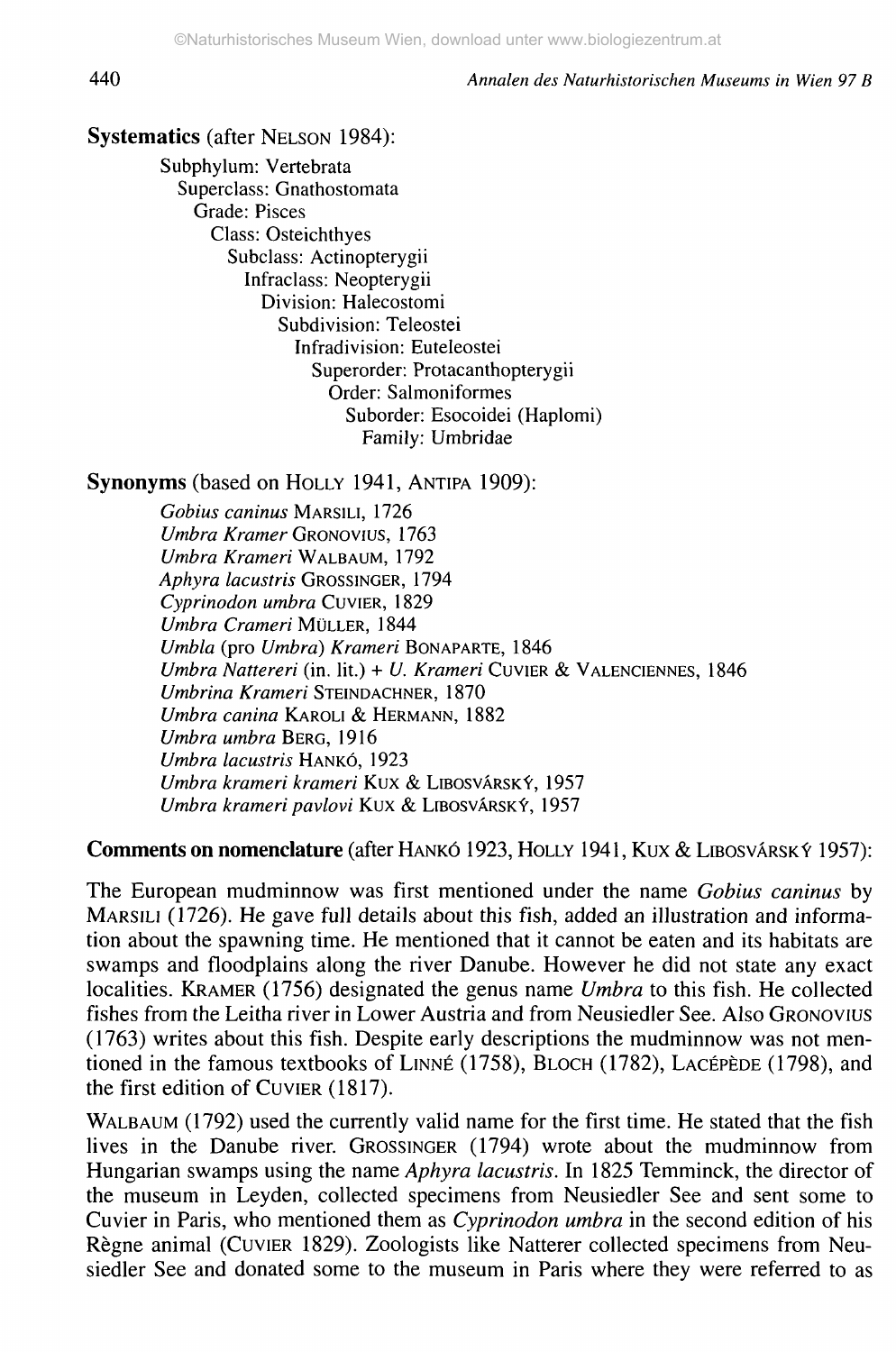**Systematics** (after NELSON 1984):

Subphylum: Vertebrata
Superclass: Gnathostomata
Grade: Pisces
Class: Osteichthyes
Subclass: Actinopterygii
Infraclass: Neopterygii
Division: Halecostomi
Subdivision: Teleostei
Infradivision: Euteleostei
Superorder: Protacanthopterygii
Order: Salmoniformes
Suborder: Esocoidei (Haplomi)
Family: Umbridae

**Synonyms** (based on HOLLY 1941, ANTIPA 1909):

*Gobius caninus* MARSILI, 1726
*Umbra Kramer* GRONOVIUS, 1763
*Umbra Krameri* WALBAUM, 1792
*Aphyra lacustris* GROSSINGER, 1794
*Cyprinodon umbra* CUVIER, 1829
*Umbra Crameri* MÜLLER, 1844
*Umbla* (pro *Umbra*) *Krameri* BONAPARTE, 1846
*Umbra Nattereri* (in. lit.) + *U. Krameri* CUVIER & VALENCIENNES, 1846
*Umbrina Krameri* STEINDACHNER, 1870
*Umbra canina* KAROLI & HERMANN, 1882
*Umbra umbra* BERG, 1916
*Umbra lacustris* HANKÓ, 1923
*Umbra krameri krameri* KUX & LIBOSVÁRSKÝ, 1957
*Umbra krameri pavlovi* KUX & LIBOSVÁRSKÝ, 1957

**Comments on nomenclature** (after HANKÓ 1923, HOLLY 1941, KUX & LIBOSVÁRSKÝ 1957):

The European mudminnow was first mentioned under the name *Gobius caninus* by MARSILI (1726). He gave full details about this fish, added an illustration and information about the spawning time. He mentioned that it cannot be eaten and its habitats are swamps and floodplains along the river Danube. However he did not state any exact localities. KRAMER (1756) designated the genus name *Umbra* to this fish. He collected fishes from the Leitha river in Lower Austria and from Neusiedler See. Also GRONOVIUS (1763) writes about this fish. Despite early descriptions the mudminnow was not mentioned in the famous textbooks of LINNÉ (1758), BLOCH (1782), LACÉPÈDE (1798), and the first edition of CUVIER (1817).

WALBAUM (1792) used the currently valid name for the first time. He stated that the fish lives in the Danube river. GROSSINGER (1794) wrote about the mudminnow from Hungarian swamps using the name *Aphyra lacustris*. In 1825 Temminck, the director of the museum in Leyden, collected specimens from Neusiedler See and sent some to Cuvier in Paris, who mentioned them as *Cyprinodon umbra* in the second edition of his Règne animal (CUVIER 1829). Zoologists like Natterer collected specimens from Neusiedler See and donated some to the museum in Paris where they were referred to as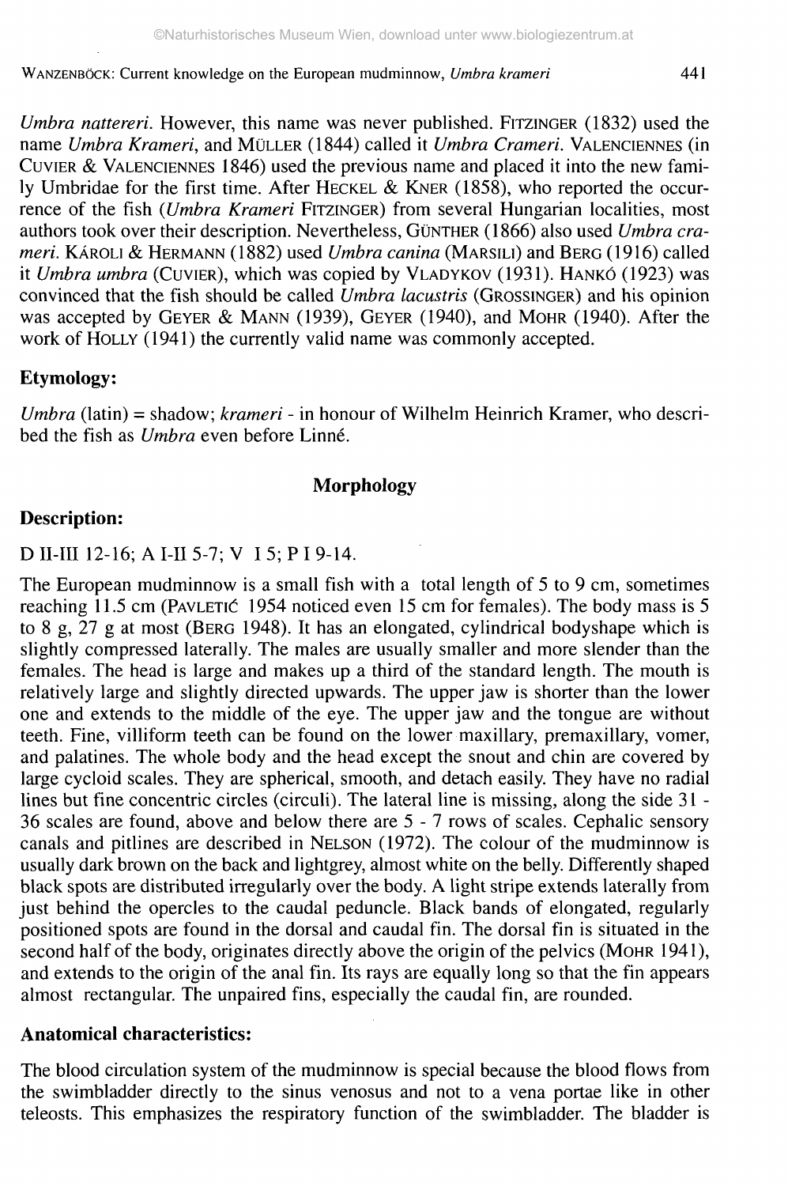*Umbra nattereri*. However, this name was never published. FITZINGER (1832) used the name *Umbra Krameri*, and MÜLLER (1844) called it *Umbra Crameri*. VALENCIENNES (in CUVIER & VALENCIENNES 1846) used the previous name and placed it into the new family Umbridae for the first time. After HECKEL & KNER (1858), who reported the occurrence of the fish (*Umbra Krameri* FITZINGER) from several Hungarian localities, most authors took over their description. Nevertheless, GÜNTHER (1866) also used *Umbra crameri*. KÁROLI & HERMANN (1882) used *Umbra canina* (MARSILI) and BERG (1916) called it *Umbra umbra* (CUVIER), which was copied by VLADYKOV (1931). HANKÓ (1923) was convinced that the fish should be called *Umbra lacustris* (GROSSINGER) and his opinion was accepted by GEYER & MANN (1939), GEYER (1940), and MOHR (1940). After the work of HOLLY (1941) the currently valid name was commonly accepted.

### Etymology:

*Umbra* (latin) = shadow; *krameri* - in honour of Wilhelm Heinrich Kramer, who described the fish as *Umbra* even before Linné.

## Morphology

### Description:

D II-III 12-16; A I-II 5-7; V I 5; P I 9-14.

The European mudminnow is a small fish with a total length of 5 to 9 cm, sometimes reaching 11.5 cm (PAVLETIĆ 1954 noticed even 15 cm for females). The body mass is 5 to 8 g, 27 g at most (BERG 1948). It has an elongated, cylindrical bodyshape which is slightly compressed laterally. The males are usually smaller and more slender than the females. The head is large and makes up a third of the standard length. The mouth is relatively large and slightly directed upwards. The upper jaw is shorter than the lower one and extends to the middle of the eye. The upper jaw and the tongue are without teeth. Fine, villiform teeth can be found on the lower maxillary, premaxillary, vomer, and palatines. The whole body and the head except the snout and chin are covered by large cycloid scales. They are spherical, smooth, and detach easily. They have no radial lines but fine concentric circles (circuli). The lateral line is missing, along the side 31 - 36 scales are found, above and below there are 5 - 7 rows of scales. Cephalic sensory canals and pitlines are described in NELSON (1972). The colour of the mudminnow is usually dark brown on the back and lightgrey, almost white on the belly. Differently shaped black spots are distributed irregularly over the body. A light stripe extends laterally from just behind the opercles to the caudal peduncle. Black bands of elongated, regularly positioned spots are found in the dorsal and caudal fin. The dorsal fin is situated in the second half of the body, originates directly above the origin of the pelvics (MOHR 1941), and extends to the origin of the anal fin. Its rays are equally long so that the fin appears almost rectangular. The unpaired fins, especially the caudal fin, are rounded.

### Anatomical characteristics:

The blood circulation system of the mudminnow is special because the blood flows from the swimbladder directly to the sinus venosus and not to a vena portae like in other teleosts. This emphasizes the respiratory function of the swimbladder. The bladder is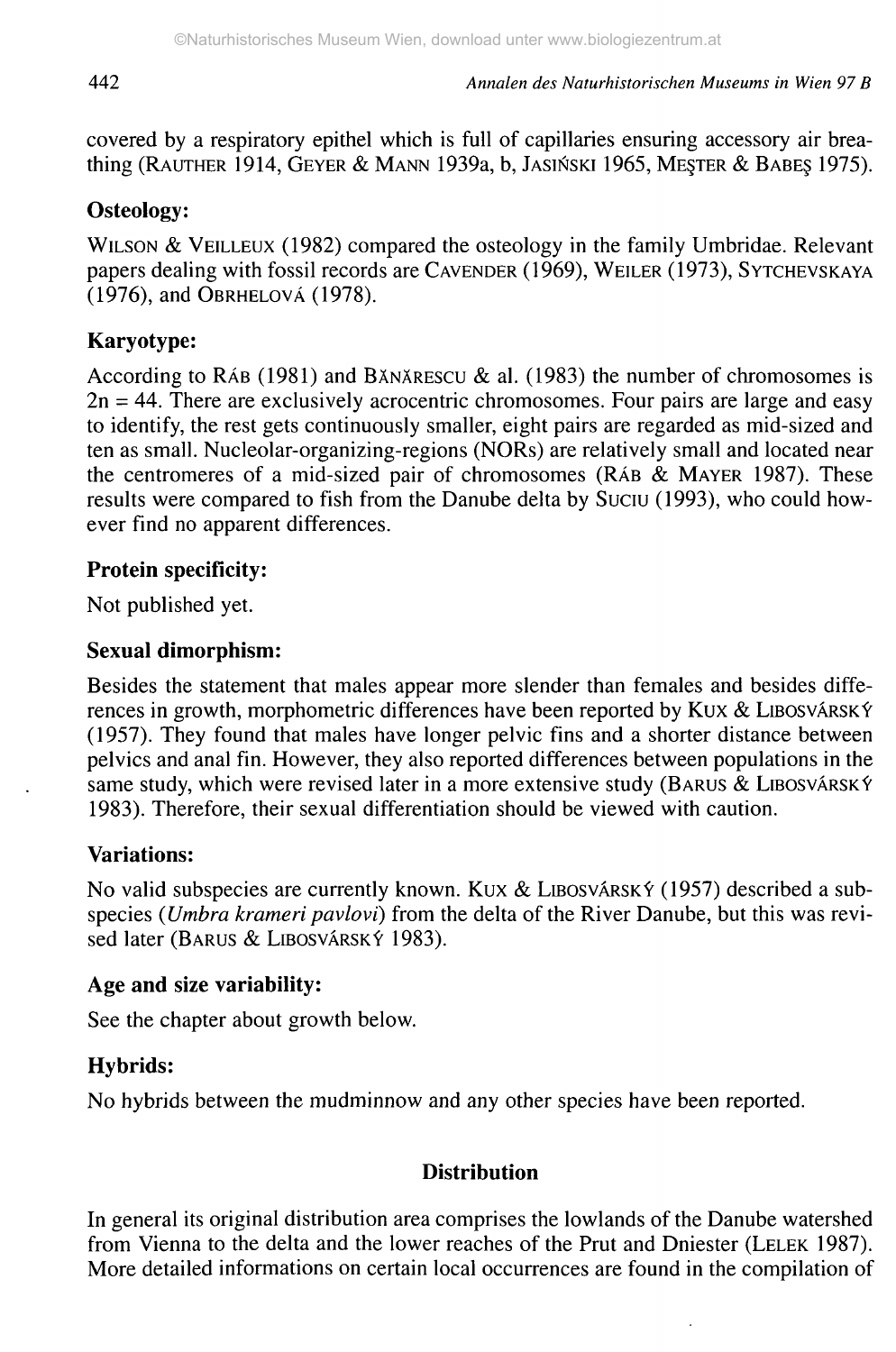covered by a respiratory epithel which is full of capillaries ensuring accessory air breathing (RAUTHER 1914, GEYER & MANN 1939a, b, JASIŃSKI 1965, MEŞTER & BABEŞ 1975).

## Osteology:

WILSON & VEILLEUX (1982) compared the osteology in the family Umbridae. Relevant papers dealing with fossil records are CAVENDER (1969), WEILER (1973), SYTCHEVSKAYA (1976), and OBRHELOVÁ (1978).

## Karyotype:

According to RÁB (1981) and BĂNĂRESCU & al. (1983) the number of chromosomes is $2n = 44$. There are exclusively acrocentric chromosomes. Four pairs are large and easy to identify, the rest gets continuously smaller, eight pairs are regarded as mid-sized and ten as small. Nucleolar-organizing-regions (NORs) are relatively small and located near the centromeres of a mid-sized pair of chromosomes (RÁB & MAYER 1987). These results were compared to fish from the Danube delta by SUCIU (1993), who could however find no apparent differences.

## Protein specificity:

Not published yet.

## Sexual dimorphism:

Besides the statement that males appear more slender than females and besides differences in growth, morphometric differences have been reported by KUX & LIBOSVÁRSKÝ (1957). They found that males have longer pelvic fins and a shorter distance between pelvics and anal fin. However, they also reported differences between populations in the same study, which were revised later in a more extensive study (BARUS & LIBOSVÁRSKÝ 1983). Therefore, their sexual differentiation should be viewed with caution.

## Variations:

No valid subspecies are currently known. KUX & LIBOSVÁRSKÝ (1957) described a subspecies (*Umbra krameri pavlovi*) from the delta of the River Danube, but this was revised later (BARUS & LIBOSVÁRSKÝ 1983).

## Age and size variability:

See the chapter about growth below.

## Hybrids:

No hybrids between the mudminnow and any other species have been reported.

# Distribution

In general its original distribution area comprises the lowlands of the Danube watershed from Vienna to the delta and the lower reaches of the Prut and Dniester (LELEK 1987). More detailed informations on certain local occurrences are found in the compilation of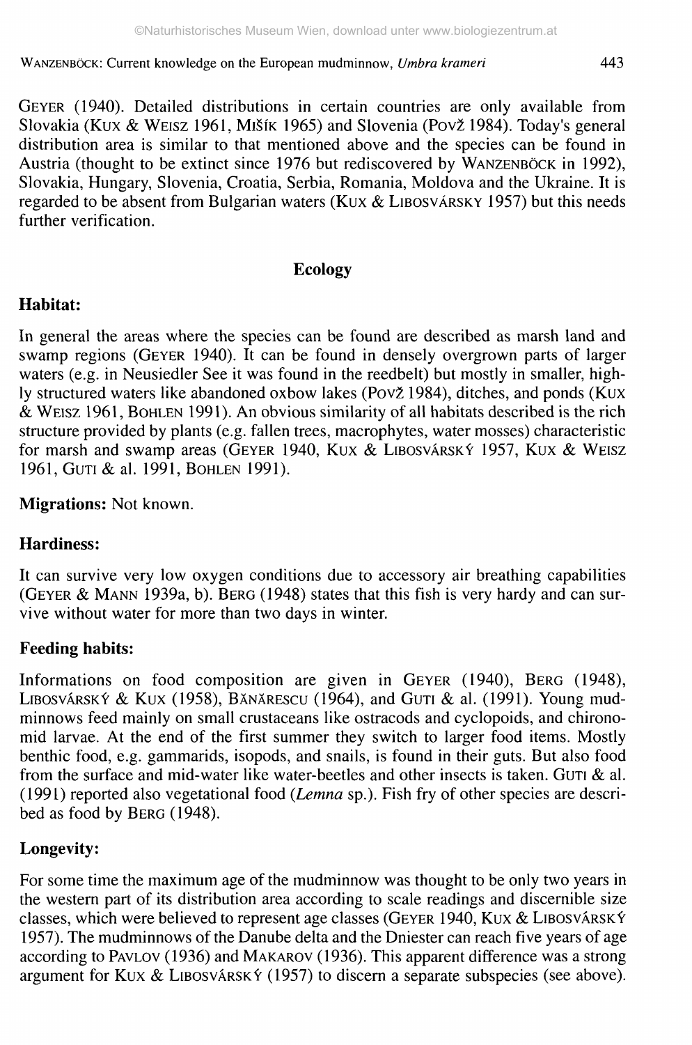GEYER (1940). Detailed distributions in certain countries are only available from Slovakia (KUX & WEISZ 1961, MIŠÍK 1965) and Slovenia (POVŽ 1984). Today's general distribution area is similar to that mentioned above and the species can be found in Austria (thought to be extinct since 1976 but rediscovered by WANZENBÖCK in 1992), Slovakia, Hungary, Slovenia, Croatia, Serbia, Romania, Moldova and the Ukraine. It is regarded to be absent from Bulgarian waters (KUX & LIBOSVÁRSKY 1957) but this needs further verification.

## Ecology

### Habitat:

In general the areas where the species can be found are described as marsh land and swamp regions (GEYER 1940). It can be found in densely overgrown parts of larger waters (e.g. in Neusiedler See it was found in the reedbelt) but mostly in smaller, highly structured waters like abandoned oxbow lakes (POVŽ 1984), ditches, and ponds (KUX & WEISZ 1961, BOHLEN 1991). An obvious similarity of all habitats described is the rich structure provided by plants (e.g. fallen trees, macrophytes, water mosses) characteristic for marsh and swamp areas (GEYER 1940, KUX & LIBOSVÁRSKÝ 1957, KUX & WEISZ 1961, GUTI & al. 1991, BOHLEN 1991).

**Migrations:** Not known.

### Hardiness:

It can survive very low oxygen conditions due to accessory air breathing capabilities (GEYER & MANN 1939a, b). BERG (1948) states that this fish is very hardy and can survive without water for more than two days in winter.

### Feeding habits:

Informations on food composition are given in GEYER (1940), BERG (1948), LIBOSVÁRSKÝ & KUX (1958), BĂNĂRESCU (1964), and GUTI & al. (1991). Young mudminnows feed mainly on small crustaceans like ostracods and cyclopoids, and chironomid larvae. At the end of the first summer they switch to larger food items. Mostly benthic food, e.g. gammarids, isopods, and snails, is found in their guts. But also food from the surface and mid-water like water-beetles and other insects is taken. GUTI & al. (1991) reported also vegetational food (*Lemna* sp.). Fish fry of other species are described as food by BERG (1948).

### Longevity:

For some time the maximum age of the mudminnow was thought to be only two years in the western part of its distribution area according to scale readings and discernible size classes, which were believed to represent age classes (GEYER 1940, KUX & LIBOSVÁRSKÝ 1957). The mudminnows of the Danube delta and the Dniester can reach five years of age according to PAVLOV (1936) and MAKAROV (1936). This apparent difference was a strong argument for KUX & LIBOSVÁRSKÝ (1957) to discern a separate subspecies (see above).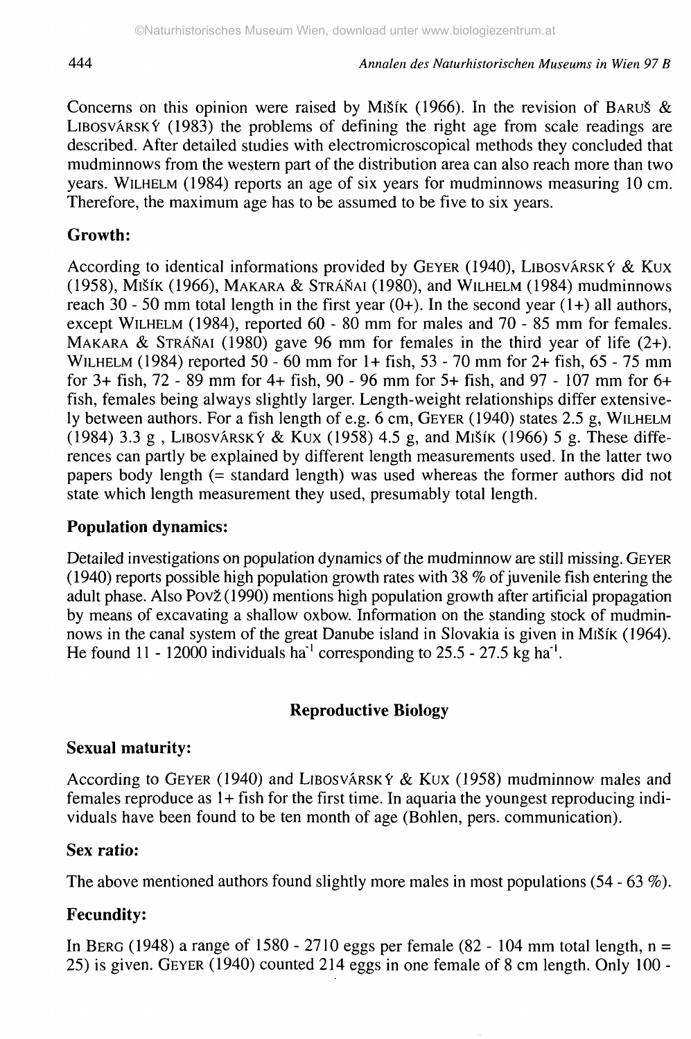Concerns on this opinion were raised by MIŠÍK (1966). In the revision of BARUŠ & LIBOSVÁRSKÝ (1983) the problems of defining the right age from scale readings are described. After detailed studies with electromicroscopical methods they concluded that mudminnows from the western part of the distribution area can also reach more than two years. WILHELM (1984) reports an age of six years for mudminnows measuring 10 cm. Therefore, the maximum age has to be assumed to be five to six years.

### Growth:

According to identical informations provided by GEYER (1940), LIBOSVÁRSKÝ & KUX (1958), MIŠÍK (1966), MAKARA & STRÁŇAI (1980), and WILHELM (1984) mudminnows reach 30 - 50 mm total length in the first year (0+). In the second year (1+) all authors, except WILHELM (1984), reported 60 - 80 mm for males and 70 - 85 mm for females. MAKARA & STRÁŇAI (1980) gave 96 mm for females in the third year of life (2+). WILHELM (1984) reported 50 - 60 mm for 1+ fish, 53 - 70 mm for 2+ fish, 65 - 75 mm for 3+ fish, 72 - 89 mm for 4+ fish, 90 - 96 mm for 5+ fish, and 97 - 107 mm for 6+ fish, females being always slightly larger. Length-weight relationships differ extensively between authors. For a fish length of e.g. 6 cm, GEYER (1940) states 2.5 g, WILHELM (1984) 3.3 g , LIBOSVÁRSKÝ & KUX (1958) 4.5 g, and MIŠÍK (1966) 5 g. These differences can partly be explained by different length measurements used. In the latter two papers body length (= standard length) was used whereas the former authors did not state which length measurement they used, presumably total length.

### Population dynamics:

Detailed investigations on population dynamics of the mudminnow are still missing. GEYER (1940) reports possible high population growth rates with 38 % of juvenile fish entering the adult phase. Also POVŽ (1990) mentions high population growth after artificial propagation by means of excavating a shallow oxbow. Information on the standing stock of mudminnows in the canal system of the great Danube island in Slovakia is given in MIŠÍK (1964). He found 11 - 12000 individuals $ha^{-1}$ corresponding to 25.5 - 27.5 kg $ha^{-1}$.

## Reproductive Biology

### Sexual maturity:

According to GEYER (1940) and LIBOSVÁRSKÝ & KUX (1958) mudminnow males and females reproduce as 1+ fish for the first time. In aquaria the youngest reproducing individuals have been found to be ten month of age (Bohlen, pers. communication).

### Sex ratio:

The above mentioned authors found slightly more males in most populations (54 - 63 %).

### Fecundity:

In BERG (1948) a range of 1580 - 2710 eggs per female (82 - 104 mm total length, n = 25) is given. GEYER (1940) counted 214 eggs in one female of 8 cm length. Only 100 -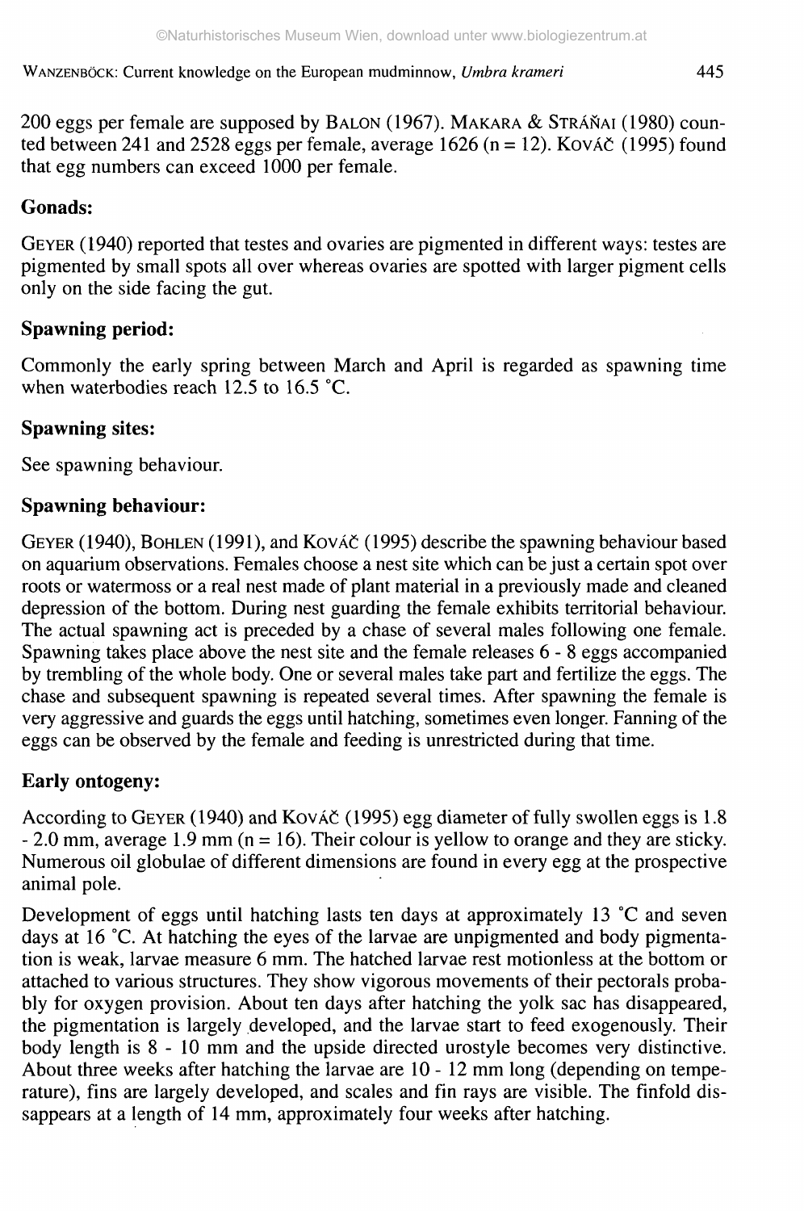200 eggs per female are supposed by BALON (1967). MAKARA & STRÁŇAI (1980) counted between 241 and 2528 eggs per female, average 1626 (n = 12). KOVÁČ (1995) found that egg numbers can exceed 1000 per female.

## Gonads:

GEYER (1940) reported that testes and ovaries are pigmented in different ways: testes are pigmented by small spots all over whereas ovaries are spotted with larger pigment cells only on the side facing the gut.

## Spawning period:

Commonly the early spring between March and April is regarded as spawning time when waterbodies reach 12.5 to 16.5 °C.

## Spawning sites:

See spawning behaviour.

## Spawning behaviour:

GEYER (1940), BOHLEN (1991), and KOVÁČ (1995) describe the spawning behaviour based on aquarium observations. Females choose a nest site which can be just a certain spot over roots or watermoss or a real nest made of plant material in a previously made and cleaned depression of the bottom. During nest guarding the female exhibits territorial behaviour. The actual spawning act is preceded by a chase of several males following one female. Spawning takes place above the nest site and the female releases 6 - 8 eggs accompanied by trembling of the whole body. One or several males take part and fertilize the eggs. The chase and subsequent spawning is repeated several times. After spawning the female is very aggressive and guards the eggs until hatching, sometimes even longer. Fanning of the eggs can be observed by the female and feeding is unrestricted during that time.

## Early ontogeny:

According to GEYER (1940) and KOVÁČ (1995) egg diameter of fully swollen eggs is 1.8 - 2.0 mm, average 1.9 mm (n = 16). Their colour is yellow to orange and they are sticky. Numerous oil globulae of different dimensions are found in every egg at the prospective animal pole.

Development of eggs until hatching lasts ten days at approximately 13 °C and seven days at 16 °C. At hatching the eyes of the larvae are unpigmented and body pigmentation is weak, larvae measure 6 mm. The hatched larvae rest motionless at the bottom or attached to various structures. They show vigorous movements of their pectorals probably for oxygen provision. About ten days after hatching the yolk sac has disappeared, the pigmentation is largely developed, and the larvae start to feed exogenously. Their body length is 8 - 10 mm and the upside directed urostyle becomes very distinctive. About three weeks after hatching the larvae are 10 - 12 mm long (depending on temperature), fins are largely developed, and scales and fin rays are visible. The finfold disappears at a length of 14 mm, approximately four weeks after hatching.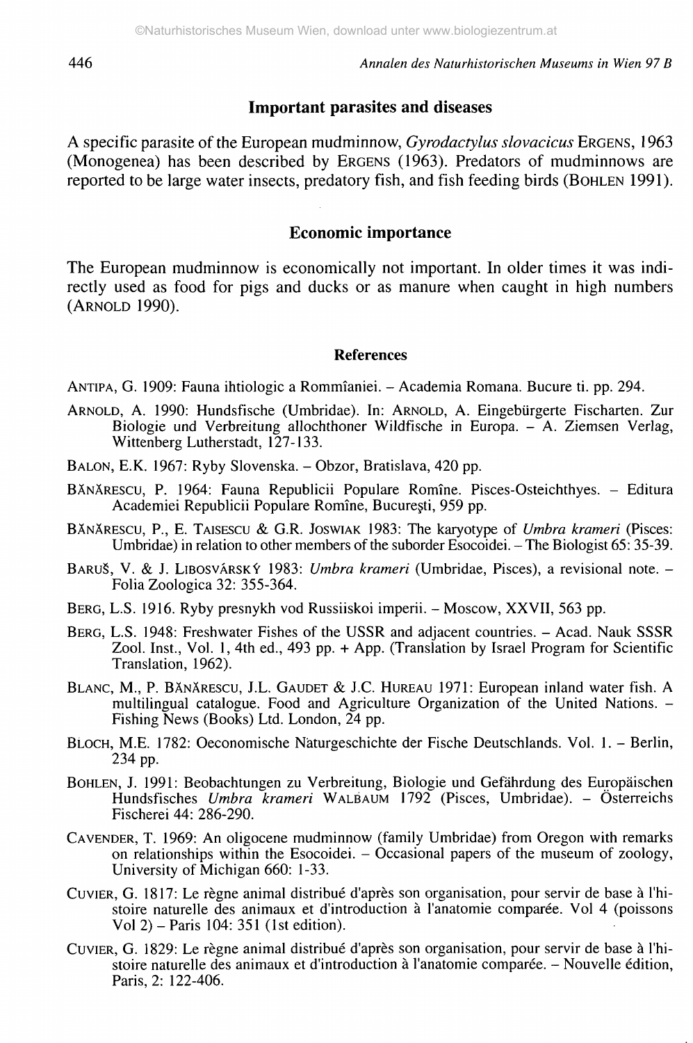## Important parasites and diseases

A specific parasite of the European mudminnow, *Gyrodactylus slovacicus* ERGENS, 1963 (Monogenea) has been described by ERGENS (1963). Predators of mudminnows are reported to be large water insects, predatory fish, and fish feeding birds (BOHLEN 1991).

## Economic importance

The European mudminnow is economically not important. In older times it was indirectly used as food for pigs and ducks or as manure when caught in high numbers (ARNOLD 1990).

## References

ANTIPA, G. 1909: Fauna ihtiologic a Rommîaniei. – Academia Romana. Bucure ti. pp. 294.

ARNOLD, A. 1990: Hundsfische (Umbridae). In: ARNOLD, A. Eingebürgerte Fischarten. Zur Biologie und Verbreitung allochthoner Wildfische in Europa. – A. Ziemsen Verlag, Wittenberg Lutherstadt, 127-133.

BALON, E.K. 1967: Ryby Slovenska. – Obzor, Bratislava, 420 pp.

BĂNĂRESCU, P. 1964: Fauna Republicii Populare Romîne. Pisces-Osteichthyes. – Editura Academiei Republicii Populare Romîne, Bucureşti, 959 pp.

BĂNĂRESCU, P., E. TAISESCU & G.R. JOSWIAK 1983: The karyotype of *Umbra krameri* (Pisces: Umbridae) in relation to other members of the suborder Esocoidei. – The Biologist 65: 35-39.

BARUŠ, V. & J. LIBOSVÁRSKÝ 1983: *Umbra krameri* (Umbridae, Pisces), a revisional note. – Folia Zoologica 32: 355-364.

BERG, L.S. 1916. Ryby presnykh vod Russiiskoi imperii. – Moscow, XXVII, 563 pp.

BERG, L.S. 1948: Freshwater Fishes of the USSR and adjacent countries. – Acad. Nauk SSSR Zool. Inst., Vol. 1, 4th ed., 493 pp. + App. (Translation by Israel Program for Scientific Translation, 1962).

BLANC, M., P. BĂNĂRESCU, J.L. GAUDET & J.C. HUREAU 1971: European inland water fish. A multilingual catalogue. Food and Agriculture Organization of the United Nations. – Fishing News (Books) Ltd. London, 24 pp.

BLOCH, M.E. 1782: Oeconomische Naturgeschichte der Fische Deutschlands. Vol. 1. – Berlin, 234 pp.

BOHLEN, J. 1991: Beobachtungen zu Verbreitung, Biologie und Gefährdung des Europäischen Hundsfisches *Umbra krameri* WALBAUM 1792 (Pisces, Umbridae). – Österreichs Fischerei 44: 286-290.

CAVENDER, T. 1969: An oligocene mudminnow (family Umbridae) from Oregon with remarks on relationships within the Esocoidei. – Occasional papers of the museum of zoology, University of Michigan 660: 1-33.

CUVIER, G. 1817: Le règne animal distribué d'après son organisation, pour servir de base à l'histoire naturelle des animaux et d'introduction à l'anatomie comparée. Vol 4 (poissons Vol 2) – Paris 104: 351 (1st edition).

CUVIER, G. 1829: Le règne animal distribué d'après son organisation, pour servir de base à l'histoire naturelle des animaux et d'introduction à l'anatomie comparée. – Nouvelle édition, Paris, 2: 122-406.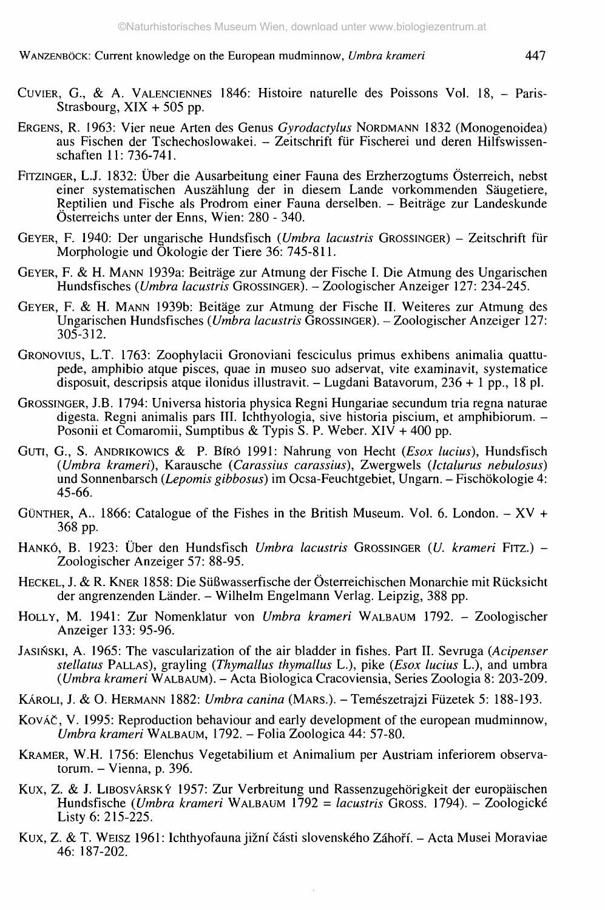CUVIER, G., & A. VALENCIENNES 1846: Histoire naturelle des Poissons Vol. 18, – Paris-Strasbourg, XIX + 505 pp.

ERGENS, R. 1963: Vier neue Arten des Genus *Gyrodactylus* NORDMANN 1832 (Monogenoidea) aus Fischen der Tschechoslowakei. – Zeitschrift für Fischerei und deren Hilfswissenschaften 11: 736-741.

FITZINGER, L.J. 1832: Über die Ausarbeitung einer Fauna des Erzherzogtums Österreich, nebst einer systematischen Auszählung der in diesem Lande vorkommenden Säugetiere, Reptilien und Fische als Prodrom einer Fauna derselben. – Beiträge zur Landeskunde Österreichs unter der Enns, Wien: 280 - 340.

GEYER, F. 1940: Der ungarische Hundsfisch (*Umbra lacustris* GROSSINGER) – Zeitschrift für Morphologie und Ökologie der Tiere 36: 745-811.

GEYER, F. & H. MANN 1939a: Beiträge zur Atmung der Fische I. Die Atmung des Ungarischen Hundsfisches (*Umbra lacustris* GROSSINGER). – Zoologischer Anzeiger 127: 234-245.

GEYER, F. & H. MANN 1939b: Beitäge zur Atmung der Fische II. Weiteres zur Atmung des Ungarischen Hundsfisches (*Umbra lacustris* GROSSINGER). – Zoologischer Anzeiger 127: 305-312.

GRONOVIUS, L.T. 1763: Zoophylacii Gronoviani fesciculus primus exhibens animalia quattupede, amphibio atque pisces, quae in museo suo adservat, vite examinavit, systematice disposuit, descripsis atque ilonidus illustravit. – Lugdani Batavorum, 236 + 1 pp., 18 pl.

GROSSINGER, J.B. 1794: Universa historia physica Regni Hungariae secundum tria regna naturae digesta. Regni animalis pars III. Ichthyologia, sive historia piscium, et amphibiorum. – Posonii et Comaromii, Sumptibus & Typis S. P. Weber. XIV + 400 pp.

GUTI, G., S. ANDRIKOWICS & P. BÍRÓ 1991: Nahrung von Hecht (*Esox lucius*), Hundsfisch (*Umbra krameri*), Karausche (*Carassius carassius*), Zwergwels (*Ictalurus nebulosus*) und Sonnenbarsch (*Lepomis gibbosus*) im Ocsa-Feuchtgebiet, Ungarn. – Fischökologie 4: 45-66.

GÜNTHER, A.. 1866: Catalogue of the Fishes in the British Museum. Vol. 6. London. – XV + 368 pp.

HANKÓ, B. 1923: Über den Hundsfisch *Umbra lacustris* GROSSINGER (*U. krameri* FITZ.) – Zoologischer Anzeiger 57: 88-95.

HECKEL, J. & R. KNER 1858: Die Süßwasserfische der Österreichischen Monarchie mit Rücksicht der angrenzenden Länder. – Wilhelm Engelmann Verlag. Leipzig, 388 pp.

HOLLY, M. 1941: Zur Nomenklatur von *Umbra krameri* WALBAUM 1792. – Zoologischer Anzeiger 133: 95-96.

JASIŃSKI, A. 1965: The vascularization of the air bladder in fishes. Part II. Sevruga (*Acipenser stellatus* PALLAS), grayling (*Thymallus thymallus* L.), pike (*Esox lucius* L.), and umbra (*Umbra krameri* WALBAUM). – Acta Biologica Cracoviensia, Series Zoologia 8: 203-209.

KÁROLI, J. & O. HERMANN 1882: *Umbra canina* (MARS.). – Temészetrajzi Füzetek 5: 188-193.

KOVÁČ, V. 1995: Reproduction behaviour and early development of the european mudminnow, *Umbra krameri* WALBAUM, 1792. – Folia Zoologica 44: 57-80.

KRAMER, W.H. 1756: Elenchus Vegetabilium et Animalium per Austriam inferiorem observatorum. – Vienna, p. 396.

KUX, Z. & J. LIBOSVÁRSKÝ 1957: Zur Verbreitung und Rassenzugehörigkeit der europäischen Hundsfische (*Umbra krameri* WALBAUM 1792 = *lacustris* GROSS. 1794). – Zoologické Listy 6: 215-225.

KUX, Z. & T. WEISZ 1961: Ichthyofauna jižní části slovenského Záhoří. – Acta Musei Moraviae 46: 187-202.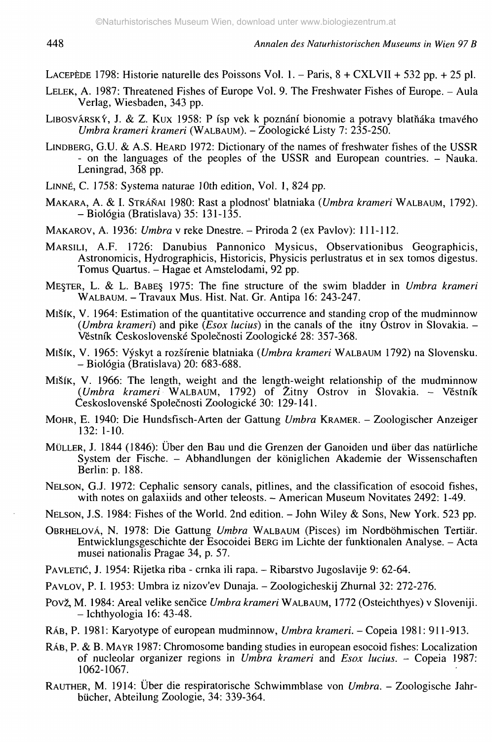LACEPÈDE 1798: Historie naturelle des Poissons Vol. 1. – Paris, 8 + CXLVII + 532 pp. + 25 pl.

LELEK, A. 1987: Threatened Fishes of Europe Vol. 9. The Freshwater Fishes of Europe. – Aula Verlag, Wiesbaden, 343 pp.

LIBOSVÁRSKÝ, J. & Z. KUX 1958: P ísp vek k poznání bionomie a potravy blatňáka tmavého *Umbra krameri krameri* (WALBAUM). – Zoologické Listy 7: 235-250.

LINDBERG, G.U. & A.S. HEARD 1972: Dictionary of the names of freshwater fishes of the USSR - on the languages of the peoples of the USSR and European countries. – Nauka. Leningrad, 368 pp.

LINNÉ, C. 1758: Systema naturae 10th edition, Vol. 1, 824 pp.

MAKARA, A. & I. STRÁŇAI 1980: Rast a plodnost' blatniaka (*Umbra krameri* WALBAUM, 1792). – Biológia (Bratislava) 35: 131-135.

MAKAROV, A. 1936: *Umbra* v reke Dnestre. – Priroda 2 (ex Pavlov): 111-112.

MARSILI, A.F. 1726: Danubius Pannonico Mysicus, Observationibus Geographicis, Astronomicis, Hydrographicis, Historicis, Physicis perlustratus et in sex tomos digestus. Tomus Quartus. – Hagae et Amstelodami, 92 pp.

MEŞTER, L. & L. BABEŞ 1975: The fine structure of the swim bladder in *Umbra krameri* WALBAUM. – Travaux Mus. Hist. Nat. Gr. Antipa 16: 243-247.

MIŠÍK, V. 1964: Estimation of the quantitative occurrence and standing crop of the mudminnow (*Umbra krameri*) and pike (*Esox lucius*) in the canals of the itny Ostrov in Slovakia. – Věstník Československé Společnosti Zoologické 28: 357-368.

MIŠÍK, V. 1965: Výskyt a rozšírenie blatniaka (*Umbra krameri* WALBAUM 1792) na Slovensku. – Biológia (Bratislava) 20: 683-688.

MIŠÍK, V. 1966: The length, weight and the length-weight relationship of the mudminnow (*Umbra krameri* WALBAUM, 1792) of Žitny Ostrov in Slovakia. – Věstník Československé Společnosti Zoologické 30: 129-141.

MOHR, E. 1940: Die Hundsfisch-Arten der Gattung *Umbra* KRAMER. – Zoologischer Anzeiger 132: 1-10.

MÜLLER, J. 1844 (1846): Über den Bau und die Grenzen der Ganoiden und über das natürliche System der Fische. – Abhandlungen der königlichen Akademie der Wissenschaften Berlin: p. 188.

NELSON, G.J. 1972: Cephalic sensory canals, pitlines, and the classification of esocoid fishes, with notes on galaxiids and other teleosts. – American Museum Novitates 2492: 1-49.

NELSON, J.S. 1984: Fishes of the World. 2nd edition. – John Wiley & Sons, New York. 523 pp.

OBRHELOVÁ, N. 1978: Die Gattung *Umbra* WALBAUM (Pisces) im Nordböhmischen Tertiär. Entwicklungsgeschichte der Esocoidei BERG im Lichte der funktionalen Analyse. – Acta musei nationalis Pragae 34, p. 57.

PAVLETIĆ, J. 1954: Rijetka riba - crnka ili rapa. – Ribarstvo Jugoslavije 9: 62-64.

PAVLOV, P. I. 1953: Umbra iz nizov'ev Dunaja. – Zoologicheskij Zhurnal 32: 272-276.

POVŽ, M. 1984: Areal velike senčice *Umbra krameri* WALBAUM, 1772 (Osteichthyes) v Sloveniji. – Ichthyologia 16: 43-48.

RÁB, P. 1981: Karyotype of european mudminnow, *Umbra krameri*. – Copeia 1981: 911-913.

RÁB, P. & B. MAYR 1987: Chromosome banding studies in european esocoid fishes: Localization of nucleolar organizer regions in *Umbra krameri* and *Esox lucius*. – Copeia 1987: 1062-1067.

RAUTHER, M. 1914: Über die respiratorische Schwimmblase von *Umbra*. – Zoologische Jahrbücher, Abteilung Zoologie, 34: 339-364.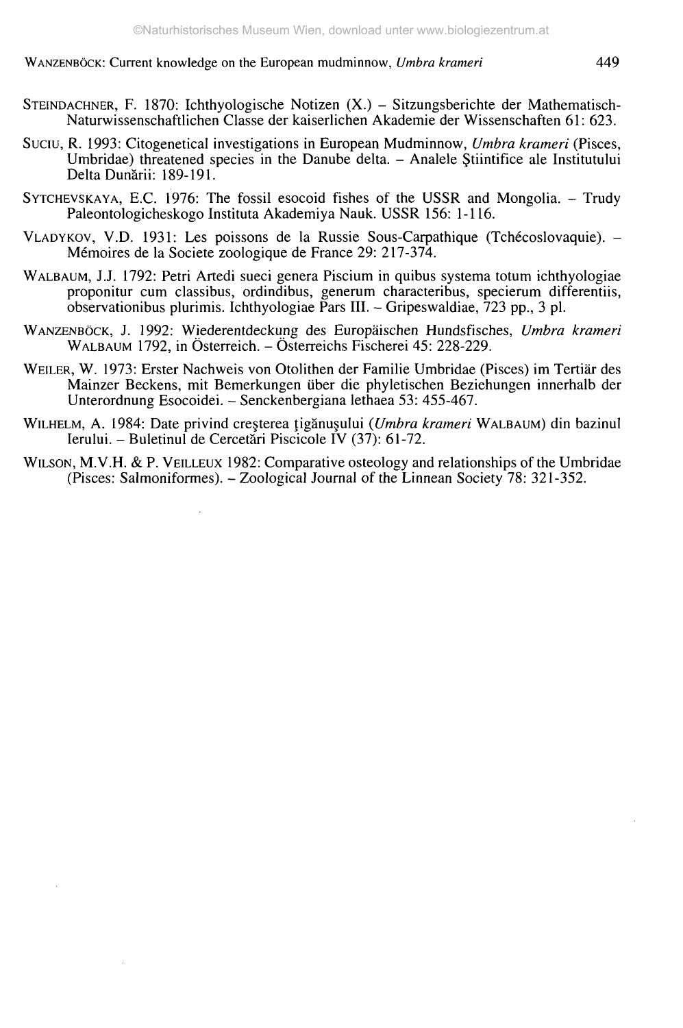STEINDACHNER, F. 1870: Ichthyologische Notizen (X.) – Sitzungsberichte der Mathematisch-Naturwissenschaftlichen Classe der kaiserlichen Akademie der Wissenschaften 61: 623.

SUCIU, R. 1993: Citogenetical investigations in European Mudminnow, *Umbra krameri* (Pisces, Umbridae) threatened species in the Danube delta. – Analele Ştiintifice ale Institutului Delta Dunării: 189-191.

SYTCHEVSKAYA, E.C. 1976: The fossil esocoid fishes of the USSR and Mongolia. – Trudy Paleontologicheskogo Instituta Akademiya Nauk. USSR 156: 1-116.

VLADYKOV, V.D. 1931: Les poissons de la Russie Sous-Carpathique (Tchécoslovaquie). – Mémoires de la Societe zoologique de France 29: 217-374.

WALBAUM, J.J. 1792: Petri Artedi sueci genera Piscium in quibus systema totum ichthyologiae proponitur cum classibus, ordindibus, generum characteribus, specierum differentiis, observationibus plurimis. Ichthyologiae Pars III. – Gripeswaldiae, 723 pp., 3 pl.

WANZENBÖCK, J. 1992: Wiederentdeckung des Europäischen Hundsfisches, *Umbra krameri* WALBAUM 1792, in Österreich. – Österreichs Fischerei 45: 228-229.

WEILER, W. 1973: Erster Nachweis von Otolithen der Familie Umbridae (Pisces) im Tertiär des Mainzer Beckens, mit Bemerkungen über die phyletischen Beziehungen innerhalb der Unterordnung Esocoidei. – Senckenbergiana lethaea 53: 455-467.

WILHELM, A. 1984: Date privind creşterea ţigănuşului (*Umbra krameri* WALBAUM) din bazinul Ierului. – Buletinul de Cercetări Piscicole IV (37): 61-72.

WILSON, M.V.H. & P. VEILLEUX 1982: Comparative osteology and relationships of the Umbridae (Pisces: Salmoniformes). – Zoological Journal of the Linnean Society 78: 321-352.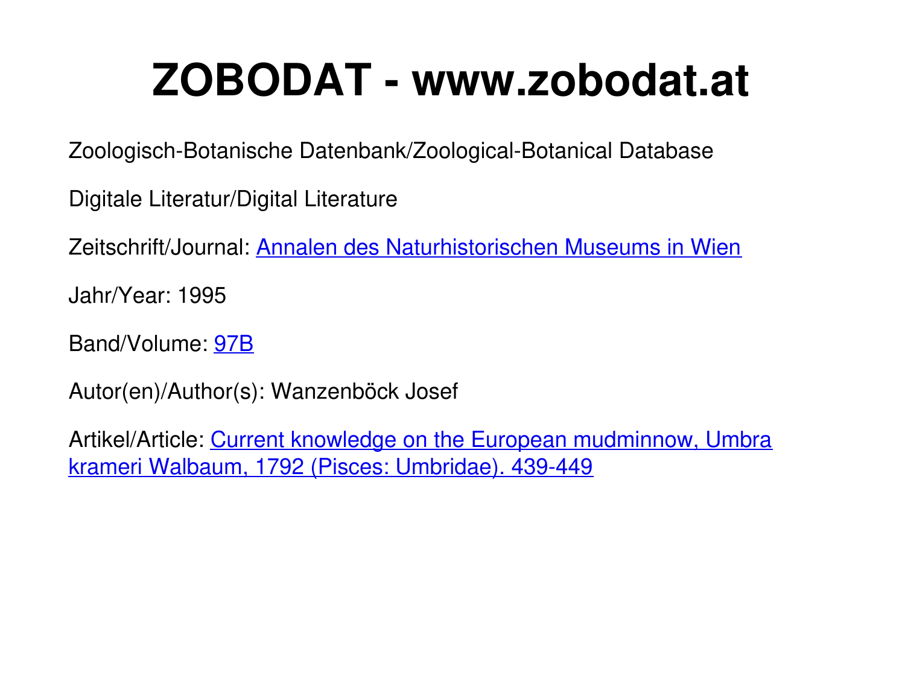# ZOBODAT - www.zobodat.at

Zoologisch-Botanische Datenbank/Zoological-Botanical Database

Digitale Literatur/Digital Literature

Zeitschrift/Journal: Annalen des Naturhistorischen Museums in Wien

Jahr/Year: 1995

Band/Volume: 97B

Autor(en)/Author(s): Wanzenböck Josef

Artikel/Article: Current knowledge on the European mudminnow, Umbra krameri Walbaum, 1792 (Pisces: Umbridae). 439-449